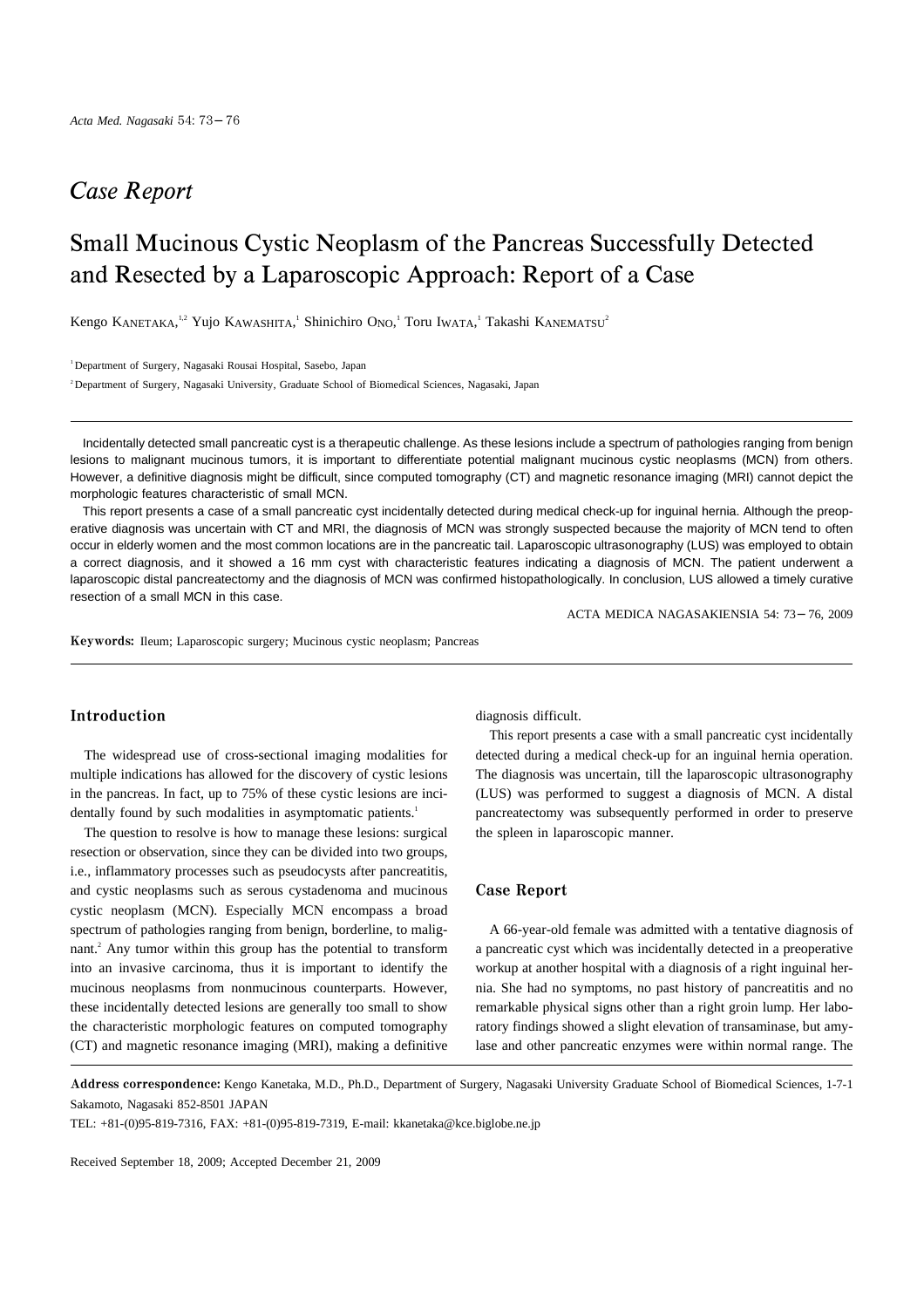## Case Report

# Small Mucinous Cystic Neoplasm of the Pancreas Successfully Detected and Resected by a Laparoscopic Approach: Report of a Case

Kengo KANETAKA,[1,2] Yujo KAWASHITA,[1] Shinichiro ONO,[1] Toru IWATA,[1] Takashi KANEMATSU[2]

[1] Department of Surgery, Nagasaki Rousai Hospital, Sasebo, Japan

[2] Department of Surgery, Nagasaki University, Graduate School of Biomedical Sciences, Nagasaki, Japan

Incidentally detected small pancreatic cyst is a therapeutic challenge. As these lesions include a spectrum of pathologies ranging from benign lesions to malignant mucinous tumors, it is important to differentiate potential malignant mucinous cystic neoplasms (MCN) from others. However, a definitive diagnosis might be difficult, since computed tomography (CT) and magnetic resonance imaging (MRI) cannot depict the morphologic features characteristic of small MCN.

This report presents a case of a small pancreatic cyst incidentally detected during medical check-up for inguinal hernia. Although the preoperative diagnosis was uncertain with CT and MRI, the diagnosis of MCN was strongly suspected because the majority of MCN tend to often occur in elderly women and the most common locations are in the pancreatic tail. Laparoscopic ultrasonography (LUS) was employed to obtain a correct diagnosis, and it showed a 16 mm cyst with characteristic features indicating a diagnosis of MCN. The patient underwent a laparoscopic distal pancreatectomy and the diagnosis of MCN was confirmed histopathologically. In conclusion, LUS allowed a timely curative resection of a small MCN in this case.

ACTA MEDICA NAGASAKIENSIA 54: 73−76, 2009

**Keywords:** Ileum; Laparoscopic surgery; Mucinous cystic neoplasm; Pancreas

## Introduction

The widespread use of cross-sectional imaging modalities for multiple indications has allowed for the discovery of cystic lesions in the pancreas. In fact, up to 75% of these cystic lesions are incidentally found by such modalities in asymptomatic patients.[1]

The question to resolve is how to manage these lesions: surgical resection or observation, since they can be divided into two groups, i.e., inflammatory processes such as pseudocysts after pancreatitis, and cystic neoplasms such as serous cystadenoma and mucinous cystic neoplasm (MCN). Especially MCN encompass a broad spectrum of pathologies ranging from benign, borderline, to malignant.[2] Any tumor within this group has the potential to transform into an invasive carcinoma, thus it is important to identify the mucinous neoplasms from nonmucinous counterparts. However, these incidentally detected lesions are generally too small to show the characteristic morphologic features on computed tomography (CT) and magnetic resonance imaging (MRI), making a definitive diagnosis difficult.

This report presents a case with a small pancreatic cyst incidentally detected during a medical check-up for an inguinal hernia operation. The diagnosis was uncertain, till the laparoscopic ultrasonography (LUS) was performed to suggest a diagnosis of MCN. A distal pancreatectomy was subsequently performed in order to preserve the spleen in laparoscopic manner.

## Case Report

A 66-year-old female was admitted with a tentative diagnosis of a pancreatic cyst which was incidentally detected in a preoperative workup at another hospital with a diagnosis of a right inguinal hernia. She had no symptoms, no past history of pancreatitis and no remarkable physical signs other than a right groin lump. Her laboratory findings showed a slight elevation of transaminase, but amylase and other pancreatic enzymes were within normal range. The

**Address correspondence:** Kengo Kanetaka, M.D., Ph.D., Department of Surgery, Nagasaki University Graduate School of Biomedical Sciences, 1-7-1 Sakamoto, Nagasaki 852-8501 JAPAN

TEL: +81-(0)95-819-7316, FAX: +81-(0)95-819-7319, E-mail: kkanetaka@kce.biglobe.ne.jp

Received September 18, 2009; Accepted December 21, 2009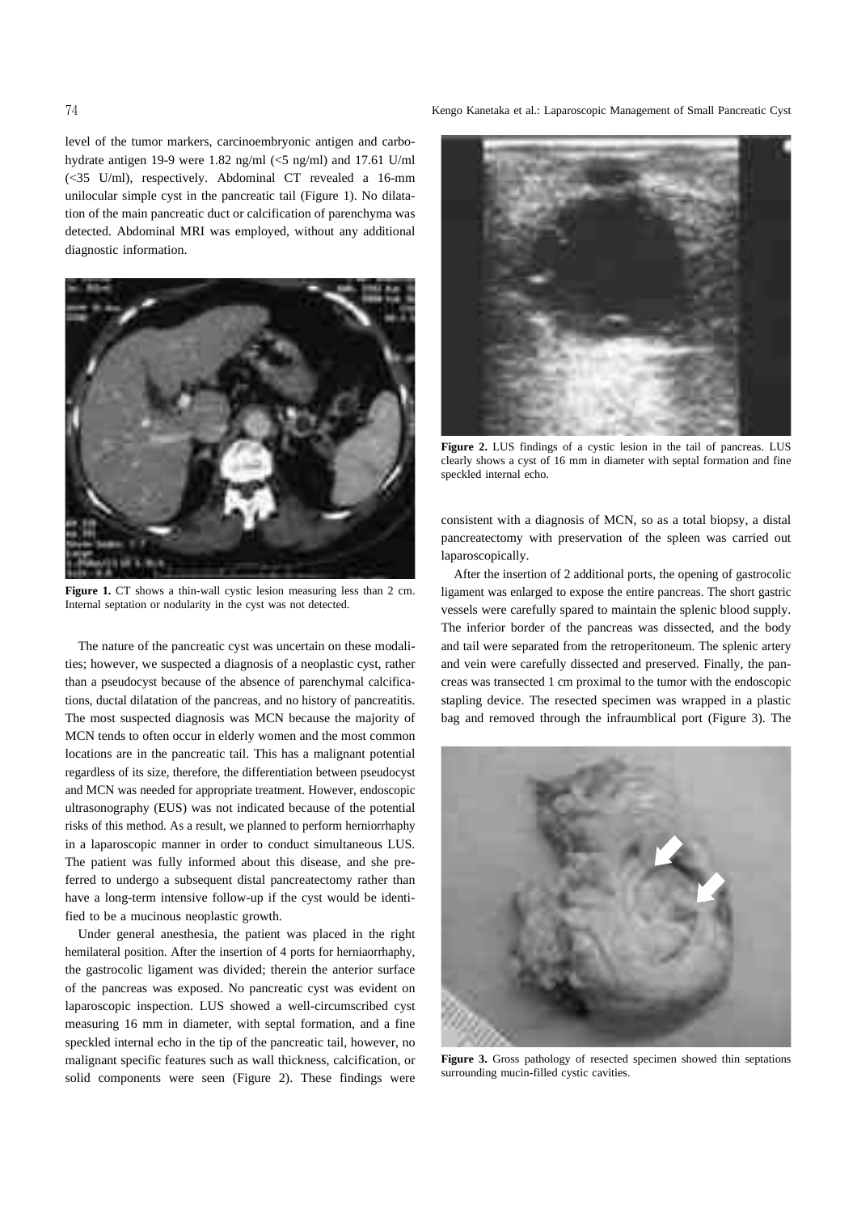level of the tumor markers, carcinoembryonic antigen and carbohydrate antigen 19-9 were 1.82 ng/ml (<5 ng/ml) and 17.61 U/ml (<35 U/ml), respectively. Abdominal CT revealed a 16-mm unilocular simple cyst in the pancreatic tail (Figure 1). No dilatation of the main pancreatic duct or calcification of parenchyma was detected. Abdominal MRI was employed, without any additional diagnostic information.

**Figure 1.** CT shows a thin-wall cystic lesion measuring less than 2 cm. Internal septation or nodularity in the cyst was not detected.

The nature of the pancreatic cyst was uncertain on these modalities; however, we suspected a diagnosis of a neoplastic cyst, rather than a pseudocyst because of the absence of parenchymal calcifications, ductal dilatation of the pancreas, and no history of pancreatitis. The most suspected diagnosis was MCN because the majority of MCN tends to often occur in elderly women and the most common locations are in the pancreatic tail. This has a malignant potential regardless of its size, therefore, the differentiation between pseudocyst and MCN was needed for appropriate treatment. However, endoscopic ultrasonography (EUS) was not indicated because of the potential risks of this method. As a result, we planned to perform herniorrhaphy in a laparoscopic manner in order to conduct simultaneous LUS. The patient was fully informed about this disease, and she preferred to undergo a subsequent distal pancreatectomy rather than have a long-term intensive follow-up if the cyst would be identified to be a mucinous neoplastic growth.

Under general anesthesia, the patient was placed in the right hemilateral position. After the insertion of 4 ports for herniaorrhaphy, the gastrocolic ligament was divided; therein the anterior surface of the pancreas was exposed. No pancreatic cyst was evident on laparoscopic inspection. LUS showed a well-circumscribed cyst measuring 16 mm in diameter, with septal formation, and a fine speckled internal echo in the tip of the pancreatic tail, however, no malignant specific features such as wall thickness, calcification, or solid components were seen (Figure 2). These findings were consistent with a diagnosis of MCN, so as a total biopsy, a distal pancreatectomy with preservation of the spleen was carried out laparoscopically.

**Figure 2.** LUS findings of a cystic lesion in the tail of pancreas. LUS clearly shows a cyst of 16 mm in diameter with septal formation and fine speckled internal echo.

After the insertion of 2 additional ports, the opening of gastrocolic ligament was enlarged to expose the entire pancreas. The short gastric vessels were carefully spared to maintain the splenic blood supply. The inferior border of the pancreas was dissected, and the body and tail were separated from the retroperitoneum. The splenic artery and vein were carefully dissected and preserved. Finally, the pancreas was transected 1 cm proximal to the tumor with the endoscopic stapling device. The resected specimen was wrapped in a plastic bag and removed through the infraumblical port (Figure 3). The

**Figure 3.** Gross pathology of resected specimen showed thin septations surrounding mucin-filled cystic cavities.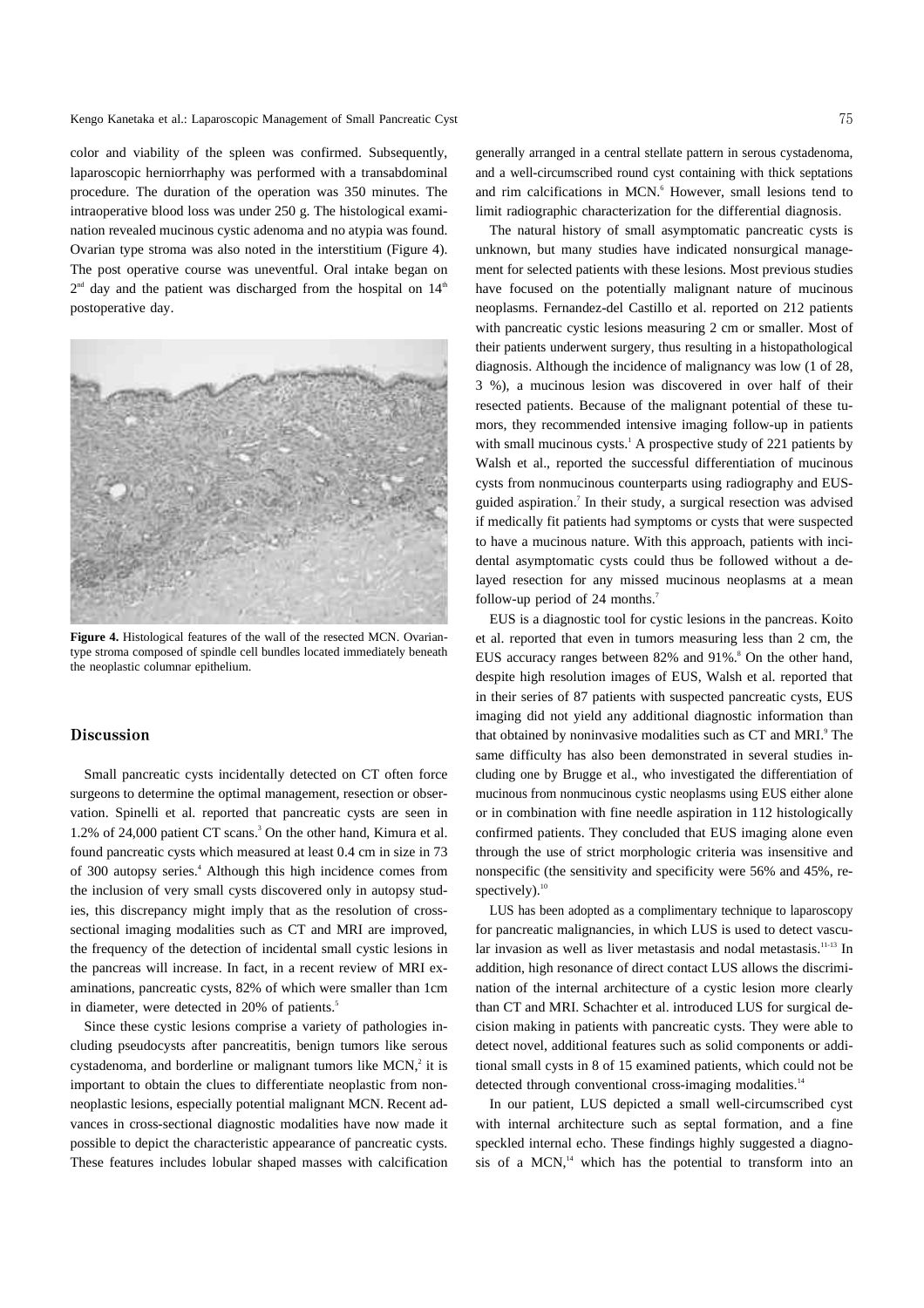color and viability of the spleen was confirmed. Subsequently, laparoscopic herniorrhaphy was performed with a transabdominal procedure. The duration of the operation was 350 minutes. The intraoperative blood loss was under 250 g. The histological examination revealed mucinous cystic adenoma and no atypia was found. Ovarian type stroma was also noted in the interstitium (Figure 4). The post operative course was uneventful. Oral intake began on 2nd day and the patient was discharged from the hospital on 14th postoperative day.

**Figure 4.** Histological features of the wall of the resected MCN. Ovarian-type stroma composed of spindle cell bundles located immediately beneath the neoplastic columnar epithelium.

## Discussion

Small pancreatic cysts incidentally detected on CT often force surgeons to determine the optimal management, resection or observation. Spinelli et al. reported that pancreatic cysts are seen in 1.2% of 24,000 patient CT scans.[3] On the other hand, Kimura et al. found pancreatic cysts which measured at least 0.4 cm in size in 73 of 300 autopsy series.[4] Although this high incidence comes from the inclusion of very small cysts discovered only in autopsy studies, this discrepancy might imply that as the resolution of cross-sectional imaging modalities such as CT and MRI are improved, the frequency of the detection of incidental small cystic lesions in the pancreas will increase. In fact, in a recent review of MRI examinations, pancreatic cysts, 82% of which were smaller than 1cm in diameter, were detected in 20% of patients.[5]

Since these cystic lesions comprise a variety of pathologies including pseudocysts after pancreatitis, benign tumors like serous cystadenoma, and borderline or malignant tumors like MCN,[2] it is important to obtain the clues to differentiate neoplastic from non-neoplastic lesions, especially potential malignant MCN. Recent advances in cross-sectional diagnostic modalities have now made it possible to depict the characteristic appearance of pancreatic cysts. These features includes lobular shaped masses with calcification generally arranged in a central stellate pattern in serous cystadenoma, and a well-circumscribed round cyst containing with thick septations and rim calcifications in MCN.[6] However, small lesions tend to limit radiographic characterization for the differential diagnosis.

The natural history of small asymptomatic pancreatic cysts is unknown, but many studies have indicated nonsurgical management for selected patients with these lesions. Most previous studies have focused on the potentially malignant nature of mucinous neoplasms. Fernandez-del Castillo et al. reported on 212 patients with pancreatic cystic lesions measuring 2 cm or smaller. Most of their patients underwent surgery, thus resulting in a histopathological diagnosis. Although the incidence of malignancy was low (1 of 28, 3 %), a mucinous lesion was discovered in over half of their resected patients. Because of the malignant potential of these tumors, they recommended intensive imaging follow-up in patients with small mucinous cysts.[1] A prospective study of 221 patients by Walsh et al., reported the successful differentiation of mucinous cysts from nonmucinous counterparts using radiography and EUS-guided aspiration.[7] In their study, a surgical resection was advised if medically fit patients had symptoms or cysts that were suspected to have a mucinous nature. With this approach, patients with incidental asymptomatic cysts could thus be followed without a delayed resection for any missed mucinous neoplasms at a mean follow-up period of 24 months.[7]

EUS is a diagnostic tool for cystic lesions in the pancreas. Koito et al. reported that even in tumors measuring less than 2 cm, the EUS accuracy ranges between 82% and 91%.[8] On the other hand, despite high resolution images of EUS, Walsh et al. reported that in their series of 87 patients with suspected pancreatic cysts, EUS imaging did not yield any additional diagnostic information than that obtained by noninvasive modalities such as CT and MRI.[9] The same difficulty has also been demonstrated in several studies including one by Brugge et al., who investigated the differentiation of mucinous from nonmucinous cystic neoplasms using EUS either alone or in combination with fine needle aspiration in 112 histologically confirmed patients. They concluded that EUS imaging alone even through the use of strict morphologic criteria was insensitive and nonspecific (the sensitivity and specificity were 56% and 45%, respectively).[10]

LUS has been adopted as a complimentary technique to laparoscopy for pancreatic malignancies, in which LUS is used to detect vascular invasion as well as liver metastasis and nodal metastasis.[11-13] In addition, high resonance of direct contact LUS allows the discrimination of the internal architecture of a cystic lesion more clearly than CT and MRI. Schachter et al. introduced LUS for surgical decision making in patients with pancreatic cysts. They were able to detect novel, additional features such as solid components or additional small cysts in 8 of 15 examined patients, which could not be detected through conventional cross-imaging modalities.[14]

In our patient, LUS depicted a small well-circumscribed cyst with internal architecture such as septal formation, and a fine speckled internal echo. These findings highly suggested a diagnosis of a MCN,[14] which has the potential to transform into an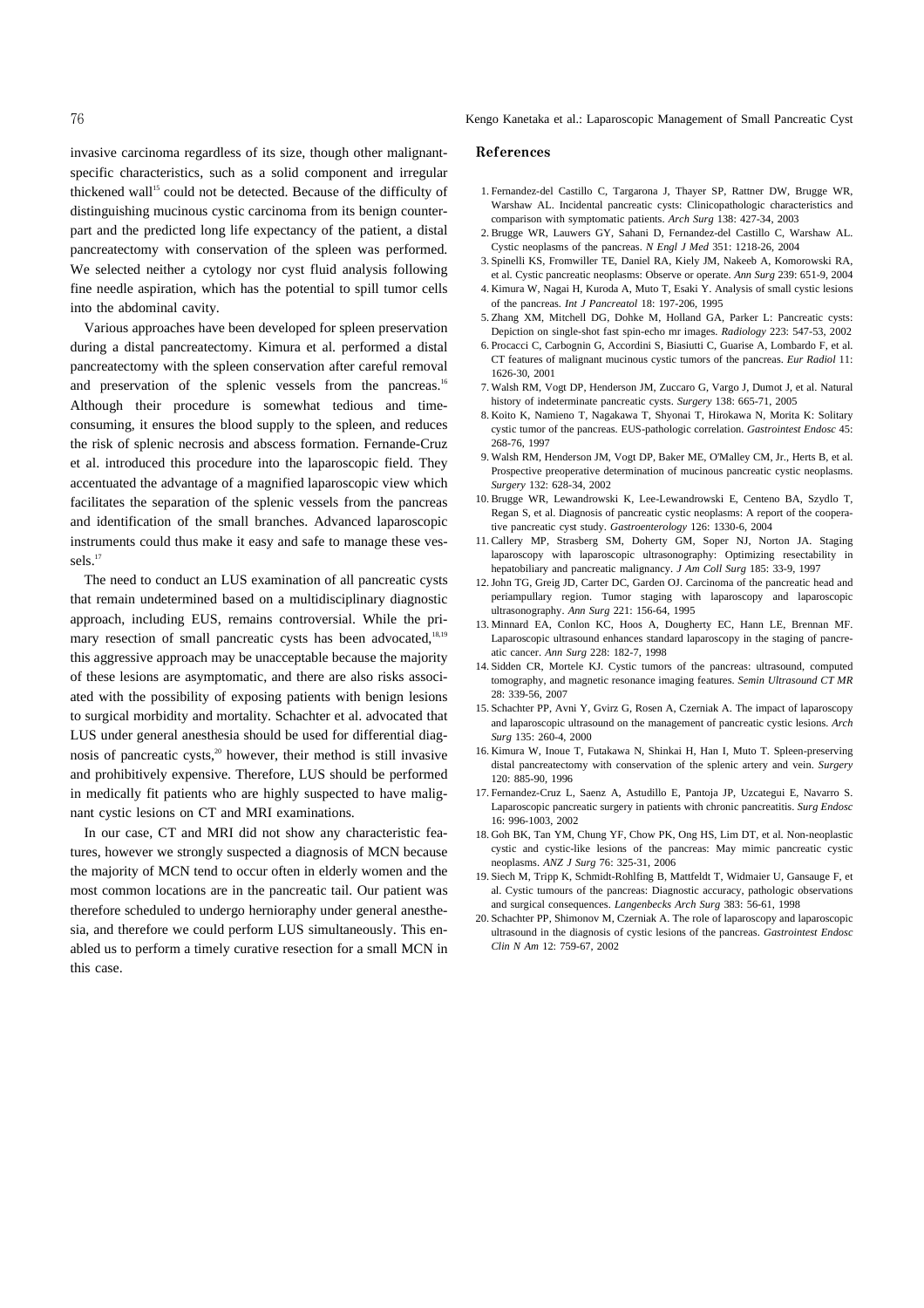invasive carcinoma regardless of its size, though other malignant-specific characteristics, such as a solid component and irregular thickened wall[15] could not be detected. Because of the difficulty of distinguishing mucinous cystic carcinoma from its benign counterpart and the predicted long life expectancy of the patient, a distal pancreatectomy with conservation of the spleen was performed. We selected neither a cytology nor cyst fluid analysis following fine needle aspiration, which has the potential to spill tumor cells into the abdominal cavity.

Various approaches have been developed for spleen preservation during a distal pancreatectomy. Kimura et al. performed a distal pancreatectomy with the spleen conservation after careful removal and preservation of the splenic vessels from the pancreas.[16] Although their procedure is somewhat tedious and time-consuming, it ensures the blood supply to the spleen, and reduces the risk of splenic necrosis and abscess formation. Fernande-Cruz et al. introduced this procedure into the laparoscopic field. They accentuated the advantage of a magnified laparoscopic view which facilitates the separation of the splenic vessels from the pancreas and identification of the small branches. Advanced laparoscopic instruments could thus make it easy and safe to manage these vessels.[17]

The need to conduct an LUS examination of all pancreatic cysts that remain undetermined based on a multidisciplinary diagnostic approach, including EUS, remains controversial. While the primary resection of small pancreatic cysts has been advocated,[18,19] this aggressive approach may be unacceptable because the majority of these lesions are asymptomatic, and there are also risks associated with the possibility of exposing patients with benign lesions to surgical morbidity and mortality. Schachter et al. advocated that LUS under general anesthesia should be used for differential diagnosis of pancreatic cysts,[20] however, their method is still invasive and prohibitively expensive. Therefore, LUS should be performed in medically fit patients who are highly suspected to have malignant cystic lesions on CT and MRI examinations.

In our case, CT and MRI did not show any characteristic features, however we strongly suspected a diagnosis of MCN because the majority of MCN tend to occur often in elderly women and the most common locations are in the pancreatic tail. Our patient was therefore scheduled to undergo hernioraphy under general anesthesia, and therefore we could perform LUS simultaneously. This enabled us to perform a timely curative resection for a small MCN in this case.

## References

1. Fernandez-del Castillo C, Targarona J, Thayer SP, Rattner DW, Brugge WR, Warshaw AL. Incidental pancreatic cysts: Clinicopathologic characteristics and comparison with symptomatic patients. *Arch Surg* 138: 427-34, 2003
2. Brugge WR, Lauwers GY, Sahani D, Fernandez-del Castillo C, Warshaw AL. Cystic neoplasms of the pancreas. *N Engl J Med* 351: 1218-26, 2004
3. Spinelli KS, Fromwiller TE, Daniel RA, Kiely JM, Nakeeb A, Komorowski RA, et al. Cystic pancreatic neoplasms: Observe or operate. *Ann Surg* 239: 651-9, 2004
4. Kimura W, Nagai H, Kuroda A, Muto T, Esaki Y. Analysis of small cystic lesions of the pancreas. *Int J Pancreatol* 18: 197-206, 1995
5. Zhang XM, Mitchell DG, Dohke M, Holland GA, Parker L: Pancreatic cysts: Depiction on single-shot fast spin-echo mr images. *Radiology* 223: 547-53, 2002
6. Procacci C, Carbognin G, Accordini S, Biasiutti C, Guarise A, Lombardo F, et al. CT features of malignant mucinous cystic tumors of the pancreas. *Eur Radiol* 11: 1626-30, 2001
7. Walsh RM, Vogt DP, Henderson JM, Zuccaro G, Vargo J, Dumot J, et al. Natural history of indeterminate pancreatic cysts. *Surgery* 138: 665-71, 2005
8. Koito K, Namieno T, Nagakawa T, Shyonai T, Hirokawa N, Morita K: Solitary cystic tumor of the pancreas. EUS-pathologic correlation. *Gastrointest Endosc* 45: 268-76, 1997
9. Walsh RM, Henderson JM, Vogt DP, Baker ME, O'Malley CM, Jr., Herts B, et al. Prospective preoperative determination of mucinous pancreatic cystic neoplasms. *Surgery* 132: 628-34, 2002
10. Brugge WR, Lewandrowski K, Lee-Lewandrowski E, Centeno BA, Szydlo T, Regan S, et al. Diagnosis of pancreatic cystic neoplasms: A report of the cooperative pancreatic cyst study. *Gastroenterology* 126: 1330-6, 2004
11. Callery MP, Strasberg SM, Doherty GM, Soper NJ, Norton JA. Staging laparoscopy with laparoscopic ultrasonography: Optimizing resectability in hepatobiliary and pancreatic malignancy. *J Am Coll Surg* 185: 33-9, 1997
12. John TG, Greig JD, Carter DC, Garden OJ. Carcinoma of the pancreatic head and periampullary region. Tumor staging with laparoscopy and laparoscopic ultrasonography. *Ann Surg* 221: 156-64, 1995
13. Minnard EA, Conlon KC, Hoos A, Dougherty EC, Hann LE, Brennan MF. Laparoscopic ultrasound enhances standard laparoscopy in the staging of pancreatic cancer. *Ann Surg* 228: 182-7, 1998
14. Sidden CR, Mortele KJ. Cystic tumors of the pancreas: ultrasound, computed tomography, and magnetic resonance imaging features. *Semin Ultrasound CT MR* 28: 339-56, 2007
15. Schachter PP, Avni Y, Gvirz G, Rosen A, Czerniak A. The impact of laparoscopy and laparoscopic ultrasound on the management of pancreatic cystic lesions. *Arch Surg* 135: 260-4, 2000
16. Kimura W, Inoue T, Futakawa N, Shinkai H, Han I, Muto T. Spleen-preserving distal pancreatectomy with conservation of the splenic artery and vein. *Surgery* 120: 885-90, 1996
17. Fernandez-Cruz L, Saenz A, Astudillo E, Pantoja JP, Uzcategui E, Navarro S. Laparoscopic pancreatic surgery in patients with chronic pancreatitis. *Surg Endosc* 16: 996-1003, 2002
18. Goh BK, Tan YM, Chung YF, Chow PK, Ong HS, Lim DT, et al. Non-neoplastic cystic and cystic-like lesions of the pancreas: May mimic pancreatic cystic neoplasms. *ANZ J Surg* 76: 325-31, 2006
19. Siech M, Tripp K, Schmidt-Rohlfing B, Mattfeldt T, Widmaier U, Gansauge F, et al. Cystic tumours of the pancreas: Diagnostic accuracy, pathologic observations and surgical consequences. *Langenbecks Arch Surg* 383: 56-61, 1998
20. Schachter PP, Shimonov M, Czerniak A. The role of laparoscopy and laparoscopic ultrasound in the diagnosis of cystic lesions of the pancreas. *Gastrointest Endosc Clin N Am* 12: 759-67, 2002